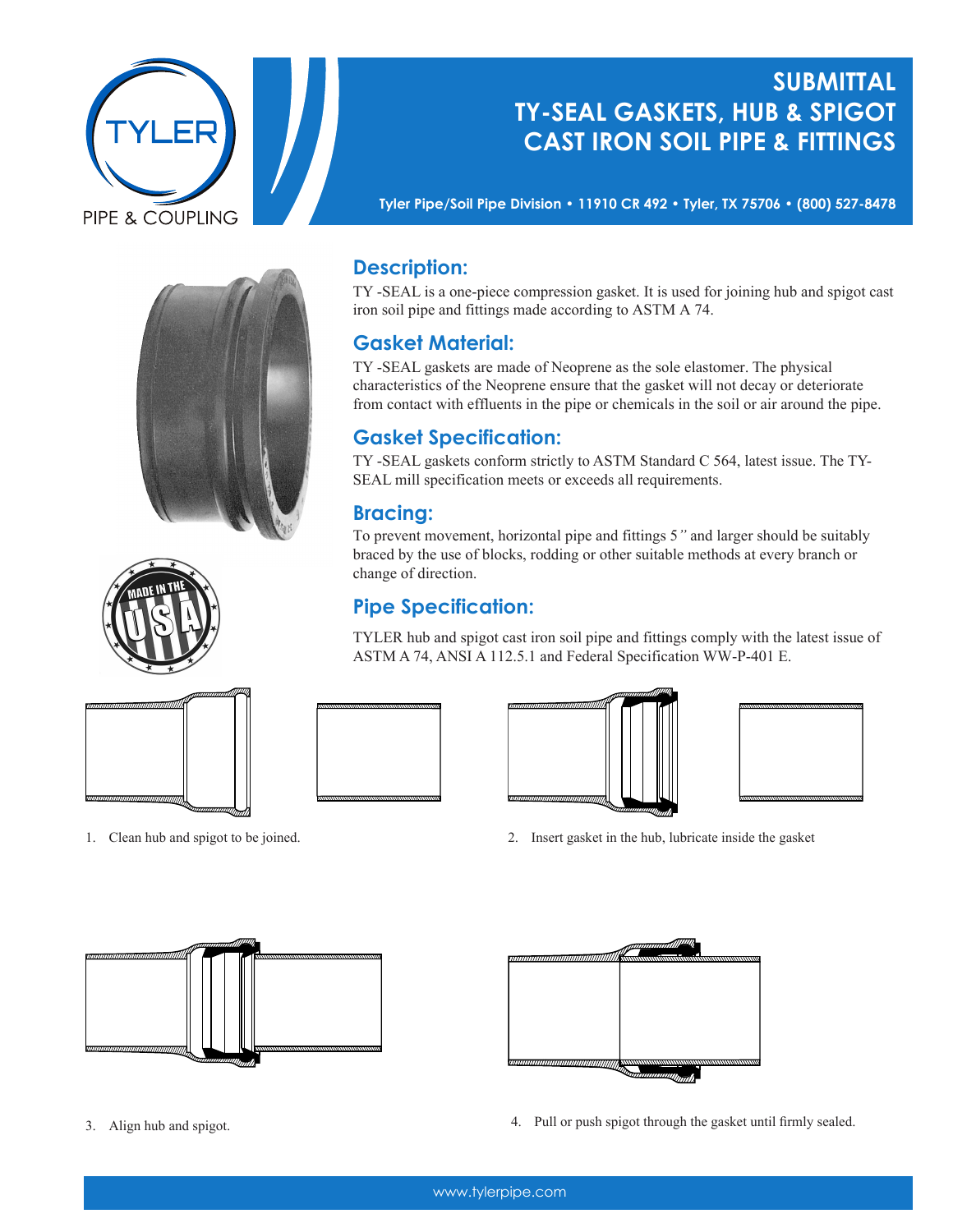# SUBMITTAL
# TY-SEAL GASKETS, HUB & SPIGOT CAST IRON SOIL PIPE & FITTINGS

TYLER PIPE & COUPLING

**Tyler Pipe/Soil Pipe Division • 11910 CR 492 • Tyler, TX 75706 • (800) 527-8478**

## Description:

TY -SEAL is a one-piece compression gasket. It is used for joining hub and spigot cast iron soil pipe and fittings made according to ASTM A 74.

## Gasket Material:

TY -SEAL gaskets are made of Neoprene as the sole elastomer. The physical characteristics of the Neoprene ensure that the gasket will not decay or deteriorate from contact with effluents in the pipe or chemicals in the soil or air around the pipe.

## Gasket Specification:

TY -SEAL gaskets conform strictly to ASTM Standard C 564, latest issue. The TY-SEAL mill specification meets or exceeds all requirements.

## Bracing:

To prevent movement, horizontal pipe and fittings 5*"* and larger should be suitably braced by the use of blocks, rodding or other suitable methods at every branch or change of direction.

## Pipe Specification:

TYLER hub and spigot cast iron soil pipe and fittings comply with the latest issue of ASTM A 74, ANSI A 112.5.1 and Federal Specification WW-P-401 E.

MADE IN THE USA

1. Clean hub and spigot to be joined.
2. Insert gasket in the hub, lubricate inside the gasket
3. Align hub and spigot.
4. Pull or push spigot through the gasket until firmly sealed.

www.tylerpipe.com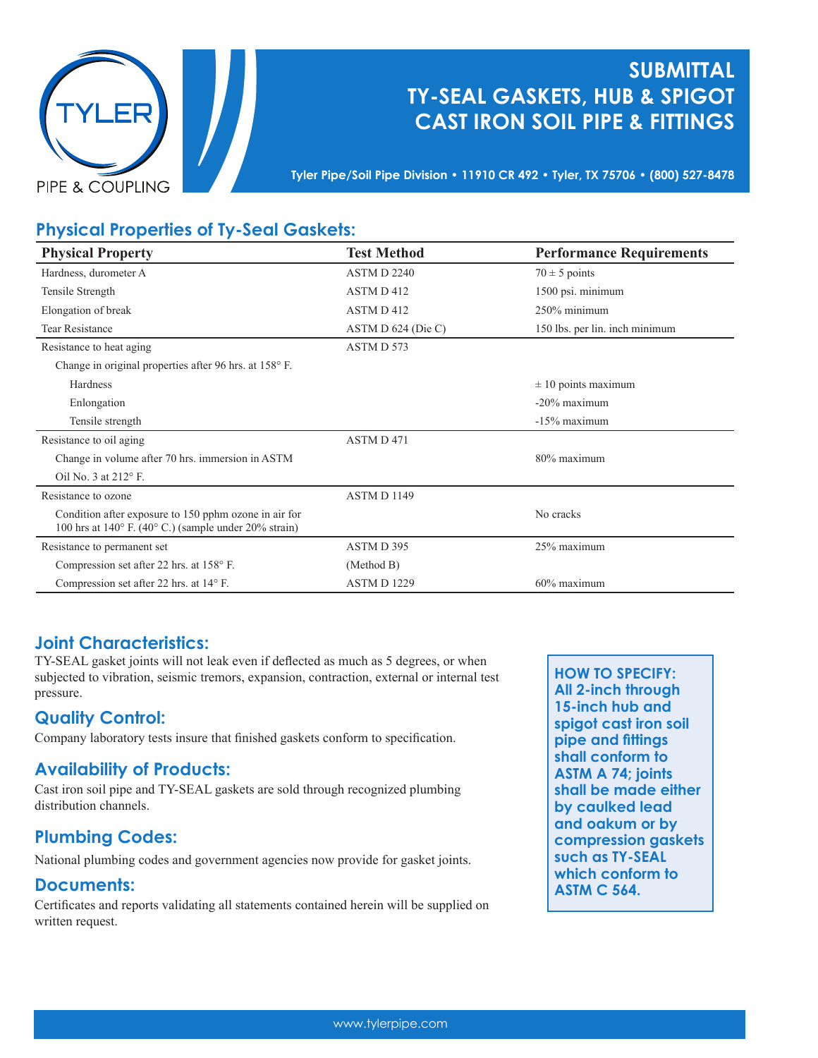TYLER PIPE & COUPLING

# SUBMITTAL TY-SEAL GASKETS, HUB & SPIGOT CAST IRON SOIL PIPE & FITTINGS

Tyler Pipe/Soil Pipe Division • 11910 CR 492 • Tyler, TX 75706 • (800) 527-8478

## Physical Properties of Ty-Seal Gaskets:

| Physical Property | Test Method | Performance Requirements |
|---|---|---|
| Hardness, durometer A | ASTM D 2240 | 70 ± 5 points |
| Tensile Strength | ASTM D 412 | 1500 psi. minimum |
| Elongation of break | ASTM D 412 | 250% minimum |
| Tear Resistance | ASTM D 624 (Die C) | 150 lbs. per lin. inch minimum |
| Resistance to heat aging | ASTM D 573 | |
| Change in original properties after 96 hrs. at 158° F. | | |
| Hardness | | ± 10 points maximum |
| Enlongation | | -20% maximum |
| Tensile strength | | -15% maximum |
| Resistance to oil aging | ASTM D 471 | |
| Change in volume after 70 hrs. immersion in ASTM | | 80% maximum |
| Oil No. 3 at 212° F. | | |
| Resistance to ozone | ASTM D 1149 | |
| Condition after exposure to 150 pphm ozone in air for 100 hrs at 140° F. (40° C.) (sample under 20% strain) | | No cracks |
| Resistance to permanent set | ASTM D 395 | 25% maximum |
| Compression set after 22 hrs. at 158° F. | (Method B) | |
| Compression set after 22 hrs. at 14° F. | ASTM D 1229 | 60% maximum |

## Joint Characteristics:

TY-SEAL gasket joints will not leak even if deflected as much as 5 degrees, or when subjected to vibration, seismic tremors, expansion, contraction, external or internal test pressure.

## Quality Control:

Company laboratory tests insure that finished gaskets conform to specification.

## Availability of Products:

Cast iron soil pipe and TY-SEAL gaskets are sold through recognized plumbing distribution channels.

## Plumbing Codes:

National plumbing codes and government agencies now provide for gasket joints.

## Documents:

Certificates and reports validating all statements contained herein will be supplied on written request.

**HOW TO SPECIFY: All 2-inch through 15-inch hub and spigot cast iron soil pipe and fittings shall conform to ASTM A 74; joints shall be made either by caulked lead and oakum or by compression gaskets such as TY-SEAL which conform to ASTM C 564.**

www.tylerpipe.com